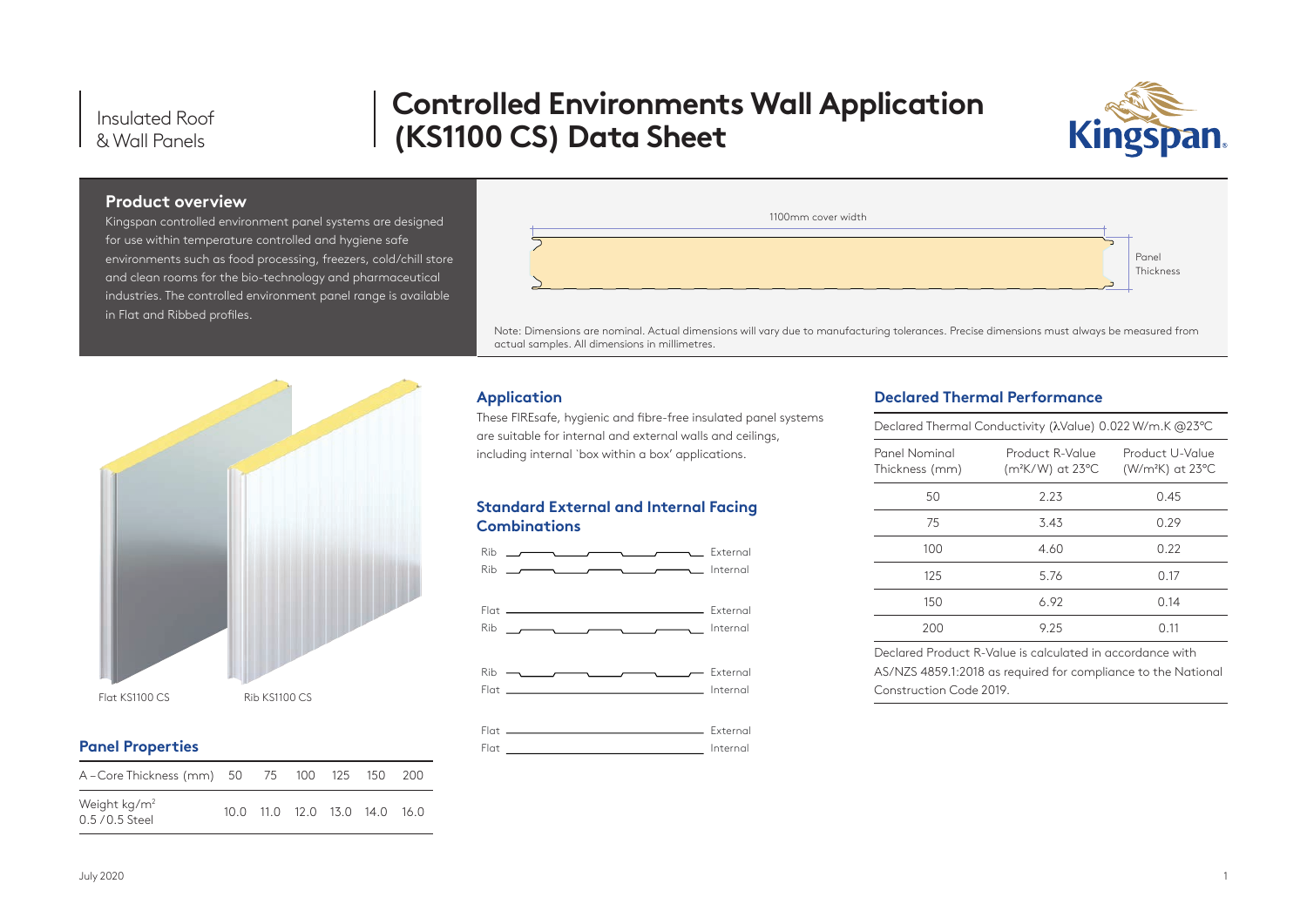Insulated Roof & Wall Panels

# Controlled Environments Wall Application (KS1100 CS) Data Sheet

## Product overview

Kingspan controlled environment panel systems are designed for use within temperature controlled and hygiene safe environments such as food processing, freezers, cold/chill store and clean rooms for the bio-technology and pharmaceutical industries. The controlled environment panel range is available in Flat and Ribbed profiles.

1100mm cover width

Panel Thickness

Note: Dimensions are nominal. Actual dimensions will vary due to manufacturing tolerances. Precise dimensions must always be measured from actual samples. All dimensions in millimetres.

Flat KS1100 CS

Rib KS1100 CS

## Panel Properties

| A – Core Thickness (mm) | 50 | 75 | 100 | 125 | 150 | 200 |
|---|---|---|---|---|---|---|
| Weight kg/m² 0.5 / 0.5 Steel | 10.0 | 11.0 | 12.0 | 13.0 | 14.0 | 16.0 |

## Application

These FIREsafe, hygienic and fibre-free insulated panel systems are suitable for internal and external walls and ceilings, including internal 'box within a box' applications.

## Standard External and Internal Facing Combinations

| External | Internal |
|---|---|
| Rib | Rib |
| Flat | Rib |
| Rib | Flat |
| Flat | Flat |

## Declared Thermal Performance

Declared Thermal Conductivity (λValue) 0.022 W/m.K @23°C

| Panel Nominal Thickness (mm) | Product R-Value (m²K/W) at 23°C | Product U-Value (W/m²K) at 23°C |
|---|---|---|
| 50 | 2.23 | 0.45 |
| 75 | 3.43 | 0.29 |
| 100 | 4.60 | 0.22 |
| 125 | 5.76 | 0.17 |
| 150 | 6.92 | 0.14 |
| 200 | 9.25 | 0.11 |

Declared Product R-Value is calculated in accordance with AS/NZS 4859.1:2018 as required for compliance to the National Construction Code 2019.

July 2020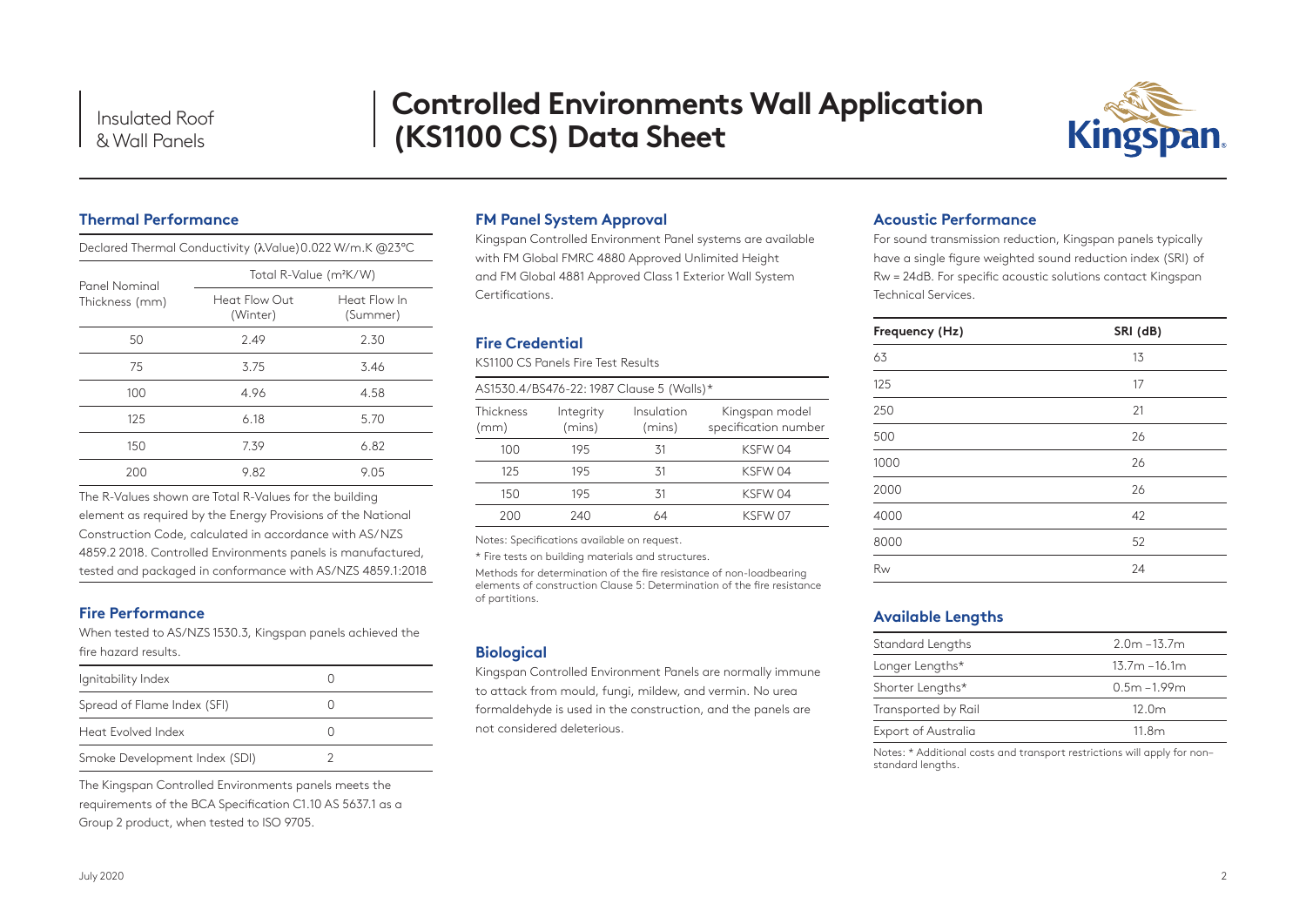# Controlled Environments Wall Application (KS1100 CS) Data Sheet

## Thermal Performance

Declared Thermal Conductivity (λValue) 0.022 W/m.K @23°C

| Panel Nominal Thickness (mm) | Total R-Value (m²K/W) | |
|---|---|---|
| | Heat Flow Out (Winter) | Heat Flow In (Summer) |
| 50 | 2.49 | 2.30 |
| 75 | 3.75 | 3.46 |
| 100 | 4.96 | 4.58 |
| 125 | 6.18 | 5.70 |
| 150 | 7.39 | 6.82 |
| 200 | 9.82 | 9.05 |

The R-Values shown are Total R-Values for the building element as required by the Energy Provisions of the National Construction Code, calculated in accordance with AS/NZS 4859.2 2018. Controlled Environments panels is manufactured, tested and packaged in conformance with AS/NZS 4859.1:2018

## Fire Performance

When tested to AS/NZS 1530.3, Kingspan panels achieved the fire hazard results.

| | |
|---|---|
| Ignitability Index | 0 |
| Spread of Flame Index (SFI) | 0 |
| Heat Evolved Index | 0 |
| Smoke Development Index (SDI) | 2 |

The Kingspan Controlled Environments panels meets the requirements of the BCA Specification C1.10 AS 5637.1 as a Group 2 product, when tested to ISO 9705.

## FM Panel System Approval

Kingspan Controlled Environment Panel systems are available with FM Global FMRC 4880 Approved Unlimited Height and FM Global 4881 Approved Class 1 Exterior Wall System Certifications.

## Fire Credential

KS1100 CS Panels Fire Test Results

| AS1530.4/BS476-22: 1987 Clause 5 (Walls)* | | | |
|---|---|---|---|
| Thickness (mm) | Integrity (mins) | Insulation (mins) | Kingspan model specification number |
| 100 | 195 | 31 | KSFW 04 |
| 125 | 195 | 31 | KSFW 04 |
| 150 | 195 | 31 | KSFW 04 |
| 200 | 240 | 64 | KSFW 07 |

Notes: Specifications available on request.

* Fire tests on building materials and structures.

Methods for determination of the fire resistance of non-loadbearing elements of construction Clause 5: Determination of the fire resistance of partitions.

## Biological

Kingspan Controlled Environment Panels are normally immune to attack from mould, fungi, mildew, and vermin. No urea formaldehyde is used in the construction, and the panels are not considered deleterious.

## Acoustic Performance

For sound transmission reduction, Kingspan panels typically have a single figure weighted sound reduction index (SRI) of Rw = 24dB. For specific acoustic solutions contact Kingspan Technical Services.

| Frequency (Hz) | SRI (dB) |
|---|---|
| 63 | 13 |
| 125 | 17 |
| 250 | 21 |
| 500 | 26 |
| 1000 | 26 |
| 2000 | 26 |
| 4000 | 42 |
| 8000 | 52 |
| Rw | 24 |

## Available Lengths

| | |
|---|---|
| Standard Lengths | 2.0m – 13.7m |
| Longer Lengths* | 13.7m – 16.1m |
| Shorter Lengths* | 0.5m – 1.99m |
| Transported by Rail | 12.0m |
| Export of Australia | 11.8m |

Notes: * Additional costs and transport restrictions will apply for non-standard lengths.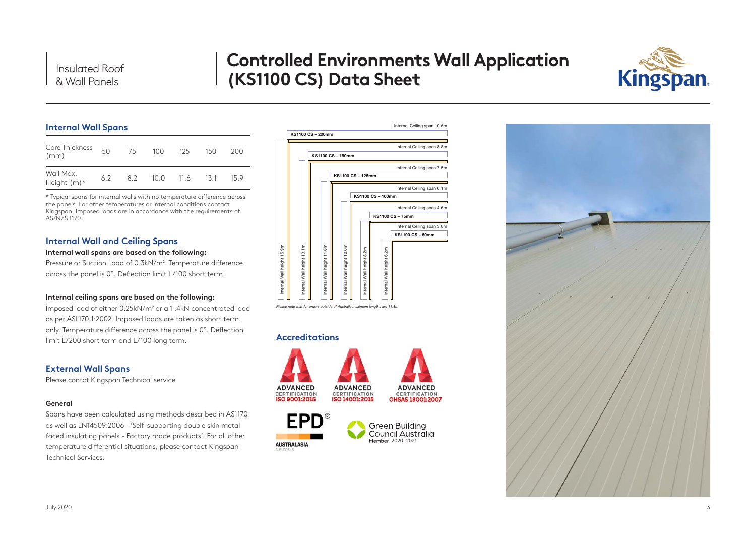# Controlled Environments Wall Application (KS1100 CS) Data Sheet

## Internal Wall Spans

| Core Thickness (mm) | 50 | 75 | 100 | 125 | 150 | 200 |
|---|---|---|---|---|---|---|
| Wall Max. Height (m)* | 6.2 | 8.2 | 10.0 | 11.6 | 13.1 | 15.9 |

* Typical spans for internal walls with no temperature difference across the panels. For other temperatures or internal conditions contact Kingspan. Imposed loads are in accordance with the requirements of AS/NZS 1170.

## Internal Wall and Ceiling Spans

**Internal wall spans are based on the following:**

Pressure or Suction Load of 0.3kN/m². Temperature difference across the panel is 0°. Deflection limit L/100 short term.

**Internal ceiling spans are based on the following:**

Imposed load of either 0.25kN/m² or a 1 .4kN concentrated load as per ASI 170.1:2002. Imposed loads are taken as short term only. Temperature difference across the panel is 0°. Deflection limit L/200 short term and L/100 long term.

## External Wall Spans

Please contct Kingspan Technical service

**General**

Spans have been calculated using methods described in AS1170 as well as EN14509:2006 – 'Self-supporting double skin metal faced insulating panels - Factory made products'. For all other temperature differential situations, please contact Kingspan Technical Services.

Internal Ceiling span 10.6m
KS1100 CS – 200mm
Internal Ceiling span 8.8m
KS1100 CS – 150mm
Internal Ceiling span 7.5m
KS1100 CS – 125mm
Internal Ceiling span 6.1m
KS1100 CS – 100mm
Internal Ceiling span 4.6m
KS1100 CS – 75mm
Internal Ceiling span 3.0m
KS1100 CS – 50mm
Internal Wall height 15.9m
Internal Wall height 13.1m
Internal Wall height 11.6m
Internal Wall height 10.0m
Internal Wall height 8.2m
Internal Wall height 6.2m

*Please note that for orders outside of Australia maximum lengths are 11.8m*

## Accreditations

ADVANCED CERTIFICATION ISO 9001:2015

ADVANCED CERTIFICATION ISO 14001:2015

ADVANCED CERTIFICATION OHSAS 18001:2007

EPD® AUSTRALASIA S-P-00845

Green Building Council Australia Member 2020-2021

July 2020